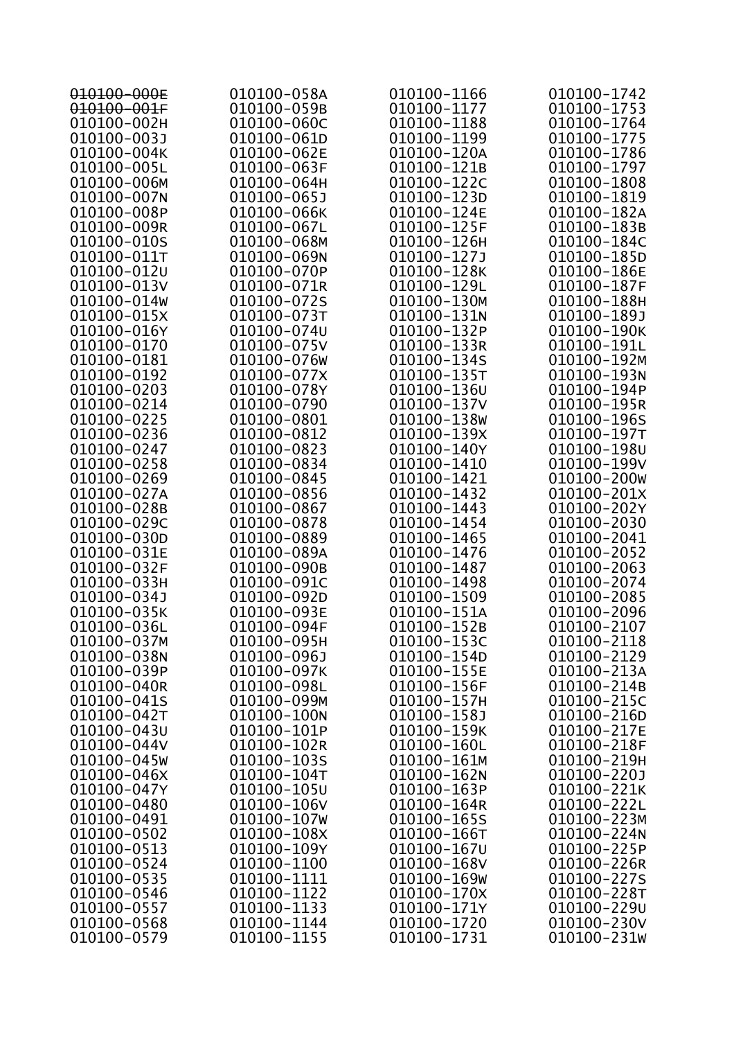~~010100-000E~~
~~010100-001F~~
010100-002H
010100-003J
010100-004K
010100-005L
010100-006M
010100-007N
010100-008P
010100-009R
010100-010S
010100-011T
010100-012U
010100-013V
010100-014W
010100-015X
010100-016Y
010100-0170
010100-0181
010100-0192
010100-0203
010100-0214
010100-0225
010100-0236
010100-0247
010100-0258
010100-0269
010100-027A
010100-028B
010100-029C
010100-030D
010100-031E
010100-032F
010100-033H
010100-034J
010100-035K
010100-036L
010100-037M
010100-038N
010100-039P
010100-040R
010100-041S
010100-042T
010100-043U
010100-044V
010100-045W
010100-046X
010100-047Y
010100-0480
010100-0491
010100-0502
010100-0513
010100-0524
010100-0535
010100-0546
010100-0557
010100-0568
010100-0579
010100-058A
010100-059B
010100-060C
010100-061D
010100-062E
010100-063F
010100-064H
010100-065J
010100-066K
010100-067L
010100-068M
010100-069N
010100-070P
010100-071R
010100-072S
010100-073T
010100-074U
010100-075V
010100-076W
010100-077X
010100-078Y
010100-0790
010100-0801
010100-0812
010100-0823
010100-0834
010100-0845
010100-0856
010100-0867
010100-0878
010100-0889
010100-089A
010100-090B
010100-091C
010100-092D
010100-093E
010100-094F
010100-095H
010100-096J
010100-097K
010100-098L
010100-099M
010100-100N
010100-101P
010100-102R
010100-103S
010100-104T
010100-105U
010100-106V
010100-107W
010100-108X
010100-109Y
010100-1100
010100-1111
010100-1122
010100-1133
010100-1144
010100-1155
010100-1166
010100-1177
010100-1188
010100-1199
010100-120A
010100-121B
010100-122C
010100-123D
010100-124E
010100-125F
010100-126H
010100-127J
010100-128K
010100-129L
010100-130M
010100-131N
010100-132P
010100-133R
010100-134S
010100-135T
010100-136U
010100-137V
010100-138W
010100-139X
010100-140Y
010100-1410
010100-1421
010100-1432
010100-1443
010100-1454
010100-1465
010100-1476
010100-1487
010100-1498
010100-1509
010100-151A
010100-152B
010100-153C
010100-154D
010100-155E
010100-156F
010100-157H
010100-158J
010100-159K
010100-160L
010100-161M
010100-162N
010100-163P
010100-164R
010100-165S
010100-166T
010100-167U
010100-168V
010100-169W
010100-170X
010100-171Y
010100-1720
010100-1731
010100-1742
010100-1753
010100-1764
010100-1775
010100-1786
010100-1797
010100-1808
010100-1819
010100-182A
010100-183B
010100-184C
010100-185D
010100-186E
010100-187F
010100-188H
010100-189J
010100-190K
010100-191L
010100-192M
010100-193N
010100-194P
010100-195R
010100-196S
010100-197T
010100-198U
010100-199V
010100-200W
010100-201X
010100-202Y
010100-2030
010100-2041
010100-2052
010100-2063
010100-2074
010100-2085
010100-2096
010100-2107
010100-2118
010100-2129
010100-213A
010100-214B
010100-215C
010100-216D
010100-217E
010100-218F
010100-219H
010100-220J
010100-221K
010100-222L
010100-223M
010100-224N
010100-225P
010100-226R
010100-227S
010100-228T
010100-229U
010100-230V
010100-231W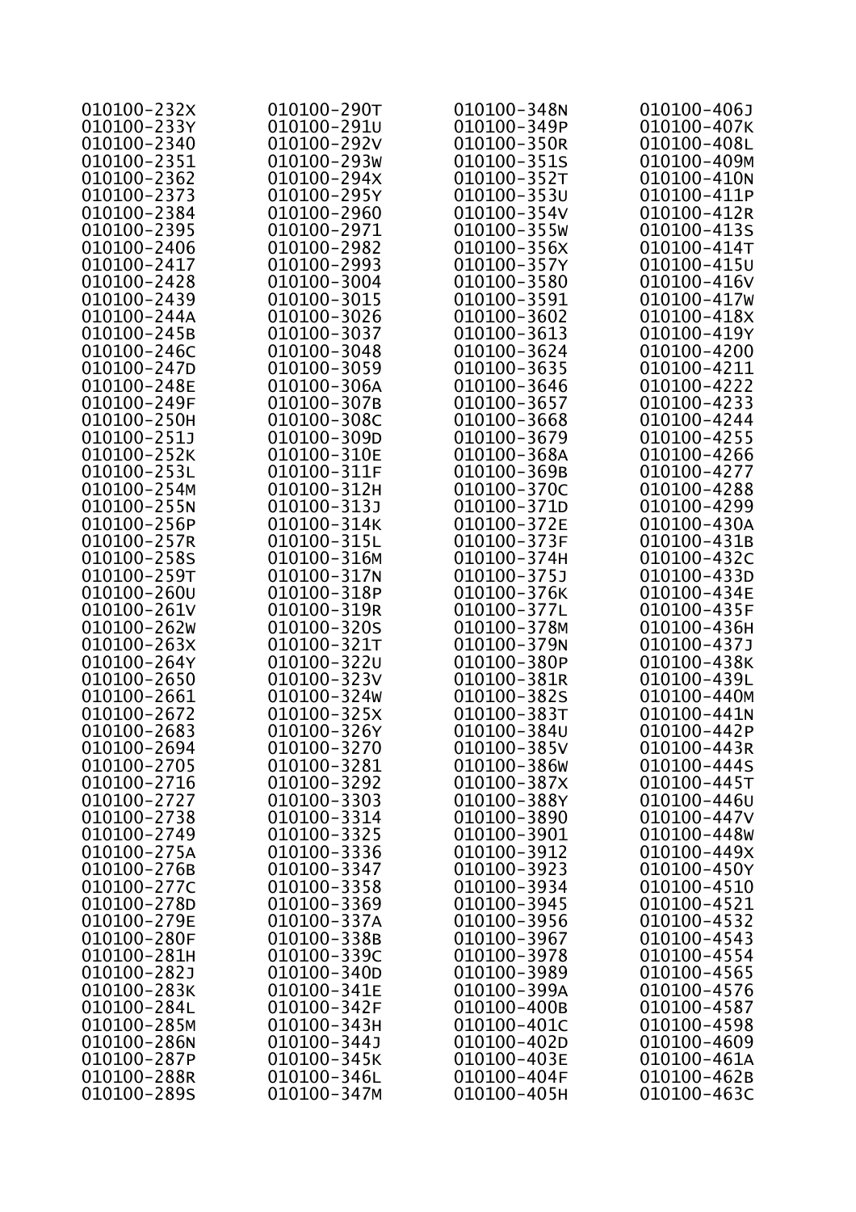010100-232X
010100-233Y
010100-2340
010100-2351
010100-2362
010100-2373
010100-2384
010100-2395
010100-2406
010100-2417
010100-2428
010100-2439
010100-244A
010100-245B
010100-246C
010100-247D
010100-248E
010100-249F
010100-250H
010100-251J
010100-252K
010100-253L
010100-254M
010100-255N
010100-256P
010100-257R
010100-258S
010100-259T
010100-260U
010100-261V
010100-262W
010100-263X
010100-264Y
010100-2650
010100-2661
010100-2672
010100-2683
010100-2694
010100-2705
010100-2716
010100-2727
010100-2738
010100-2749
010100-275A
010100-276B
010100-277C
010100-278D
010100-279E
010100-280F
010100-281H
010100-282J
010100-283K
010100-284L
010100-285M
010100-286N
010100-287P
010100-288R
010100-289S
010100-290T
010100-291U
010100-292V
010100-293W
010100-294X
010100-295Y
010100-2960
010100-2971
010100-2982
010100-2993
010100-3004
010100-3015
010100-3026
010100-3037
010100-3048
010100-3059
010100-306A
010100-307B
010100-308C
010100-309D
010100-310E
010100-311F
010100-312H
010100-313J
010100-314K
010100-315L
010100-316M
010100-317N
010100-318P
010100-319R
010100-320S
010100-321T
010100-322U
010100-323V
010100-324W
010100-325X
010100-326Y
010100-3270
010100-3281
010100-3292
010100-3303
010100-3314
010100-3325
010100-3336
010100-3347
010100-3358
010100-3369
010100-337A
010100-338B
010100-339C
010100-340D
010100-341E
010100-342F
010100-343H
010100-344J
010100-345K
010100-346L
010100-347M
010100-348N
010100-349P
010100-350R
010100-351S
010100-352T
010100-353U
010100-354V
010100-355W
010100-356X
010100-357Y
010100-3580
010100-3591
010100-3602
010100-3613
010100-3624
010100-3635
010100-3646
010100-3657
010100-3668
010100-3679
010100-368A
010100-369B
010100-370C
010100-371D
010100-372E
010100-373F
010100-374H
010100-375J
010100-376K
010100-377L
010100-378M
010100-379N
010100-380P
010100-381R
010100-382S
010100-383T
010100-384U
010100-385V
010100-386W
010100-387X
010100-388Y
010100-3890
010100-3901
010100-3912
010100-3923
010100-3934
010100-3945
010100-3956
010100-3967
010100-3978
010100-3989
010100-399A
010100-400B
010100-401C
010100-402D
010100-403E
010100-404F
010100-405H
010100-406J
010100-407K
010100-408L
010100-409M
010100-410N
010100-411P
010100-412R
010100-413S
010100-414T
010100-415U
010100-416V
010100-417W
010100-418X
010100-419Y
010100-4200
010100-4211
010100-4222
010100-4233
010100-4244
010100-4255
010100-4266
010100-4277
010100-4288
010100-4299
010100-430A
010100-431B
010100-432C
010100-433D
010100-434E
010100-435F
010100-436H
010100-437J
010100-438K
010100-439L
010100-440M
010100-441N
010100-442P
010100-443R
010100-444S
010100-445T
010100-446U
010100-447V
010100-448W
010100-449X
010100-450Y
010100-4510
010100-4521
010100-4532
010100-4543
010100-4554
010100-4565
010100-4576
010100-4587
010100-4598
010100-4609
010100-461A
010100-462B
010100-463C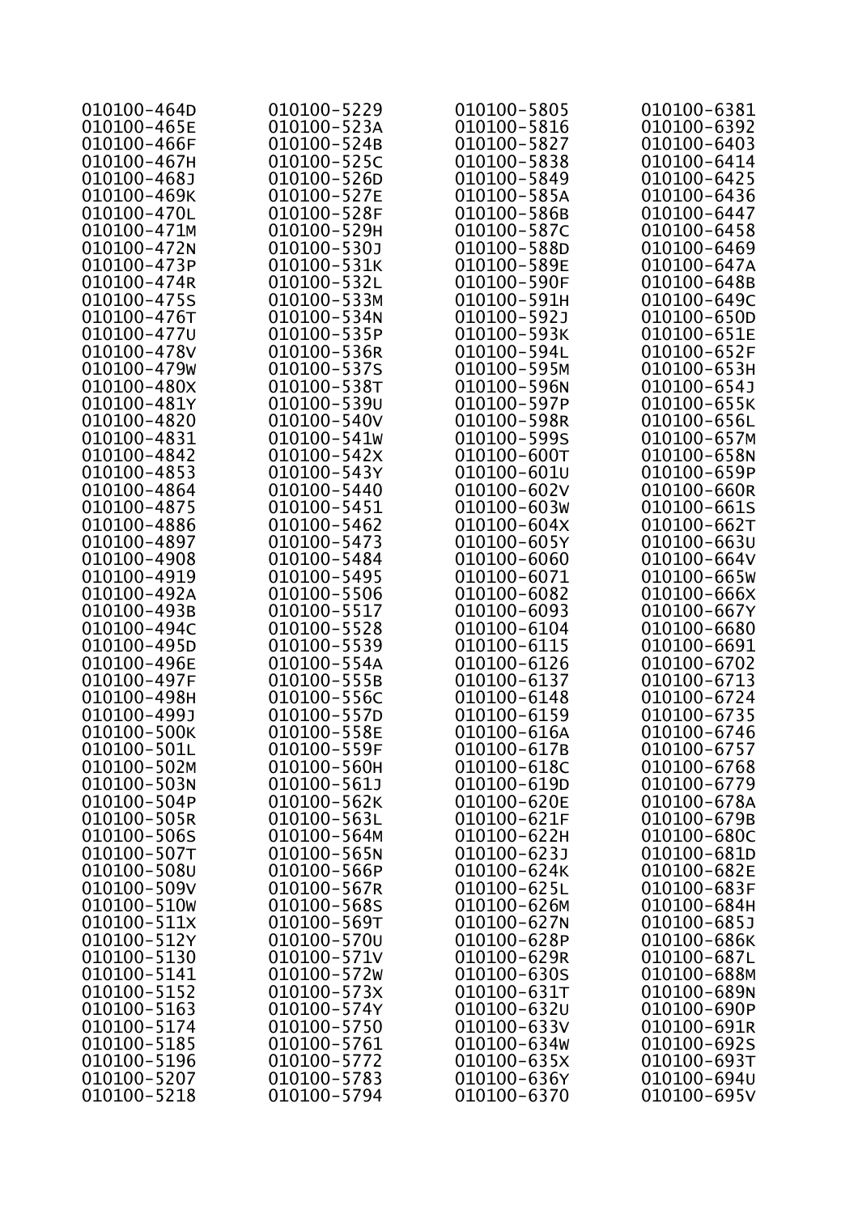010100-464D
010100-465E
010100-466F
010100-467H
010100-468J
010100-469K
010100-470L
010100-471M
010100-472N
010100-473P
010100-474R
010100-475S
010100-476T
010100-477U
010100-478V
010100-479W
010100-480X
010100-481Y
010100-4820
010100-4831
010100-4842
010100-4853
010100-4864
010100-4875
010100-4886
010100-4897
010100-4908
010100-4919
010100-492A
010100-493B
010100-494C
010100-495D
010100-496E
010100-497F
010100-498H
010100-499J
010100-500K
010100-501L
010100-502M
010100-503N
010100-504P
010100-505R
010100-506S
010100-507T
010100-508U
010100-509V
010100-510W
010100-511X
010100-512Y
010100-5130
010100-5141
010100-5152
010100-5163
010100-5174
010100-5185
010100-5196
010100-5207
010100-5218
010100-5229
010100-523A
010100-524B
010100-525C
010100-526D
010100-527E
010100-528F
010100-529H
010100-530J
010100-531K
010100-532L
010100-533M
010100-534N
010100-535P
010100-536R
010100-537S
010100-538T
010100-539U
010100-540V
010100-541W
010100-542X
010100-543Y
010100-5440
010100-5451
010100-5462
010100-5473
010100-5484
010100-5495
010100-5506
010100-5517
010100-5528
010100-5539
010100-554A
010100-555B
010100-556C
010100-557D
010100-558E
010100-559F
010100-560H
010100-561J
010100-562K
010100-563L
010100-564M
010100-565N
010100-566P
010100-567R
010100-568S
010100-569T
010100-570U
010100-571V
010100-572W
010100-573X
010100-574Y
010100-5750
010100-5761
010100-5772
010100-5783
010100-5794
010100-5805
010100-5816
010100-5827
010100-5838
010100-5849
010100-585A
010100-586B
010100-587C
010100-588D
010100-589E
010100-590F
010100-591H
010100-592J
010100-593K
010100-594L
010100-595M
010100-596N
010100-597P
010100-598R
010100-599S
010100-600T
010100-601U
010100-602V
010100-603W
010100-604X
010100-605Y
010100-6060
010100-6071
010100-6082
010100-6093
010100-6104
010100-6115
010100-6126
010100-6137
010100-6148
010100-6159
010100-616A
010100-617B
010100-618C
010100-619D
010100-620E
010100-621F
010100-622H
010100-623J
010100-624K
010100-625L
010100-626M
010100-627N
010100-628P
010100-629R
010100-630S
010100-631T
010100-632U
010100-633V
010100-634W
010100-635X
010100-636Y
010100-6370
010100-6381
010100-6392
010100-6403
010100-6414
010100-6425
010100-6436
010100-6447
010100-6458
010100-6469
010100-647A
010100-648B
010100-649C
010100-650D
010100-651E
010100-652F
010100-653H
010100-654J
010100-655K
010100-656L
010100-657M
010100-658N
010100-659P
010100-660R
010100-661S
010100-662T
010100-663U
010100-664V
010100-665W
010100-666X
010100-667Y
010100-6680
010100-6691
010100-6702
010100-6713
010100-6724
010100-6735
010100-6746
010100-6757
010100-6768
010100-6779
010100-678A
010100-679B
010100-680C
010100-681D
010100-682E
010100-683F
010100-684H
010100-685J
010100-686K
010100-687L
010100-688M
010100-689N
010100-690P
010100-691R
010100-692S
010100-693T
010100-694U
010100-695V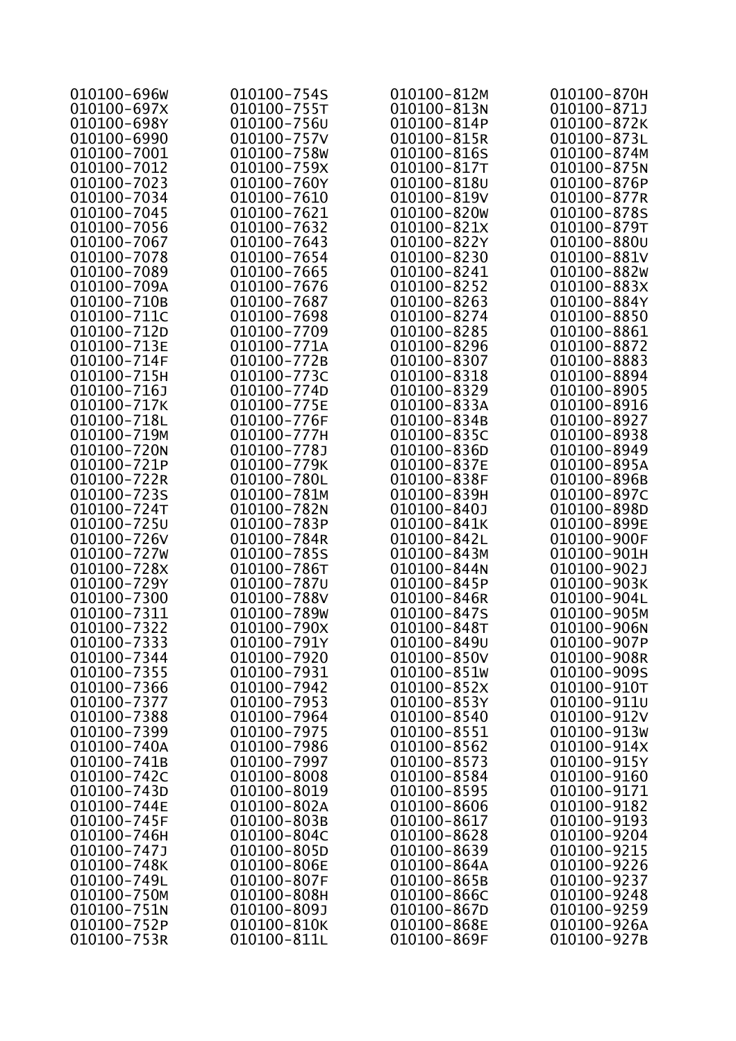010100-696W
010100-697X
010100-698Y
010100-6990
010100-7001
010100-7012
010100-7023
010100-7034
010100-7045
010100-7056
010100-7067
010100-7078
010100-7089
010100-709A
010100-710B
010100-711C
010100-712D
010100-713E
010100-714F
010100-715H
010100-716J
010100-717K
010100-718L
010100-719M
010100-720N
010100-721P
010100-722R
010100-723S
010100-724T
010100-725U
010100-726V
010100-727W
010100-728X
010100-729Y
010100-7300
010100-7311
010100-7322
010100-7333
010100-7344
010100-7355
010100-7366
010100-7377
010100-7388
010100-7399
010100-740A
010100-741B
010100-742C
010100-743D
010100-744E
010100-745F
010100-746H
010100-747J
010100-748K
010100-749L
010100-750M
010100-751N
010100-752P
010100-753R
010100-754S
010100-755T
010100-756U
010100-757V
010100-758W
010100-759X
010100-760Y
010100-7610
010100-7621
010100-7632
010100-7643
010100-7654
010100-7665
010100-7676
010100-7687
010100-7698
010100-7709
010100-771A
010100-772B
010100-773C
010100-774D
010100-775E
010100-776F
010100-777H
010100-778J
010100-779K
010100-780L
010100-781M
010100-782N
010100-783P
010100-784R
010100-785S
010100-786T
010100-787U
010100-788V
010100-789W
010100-790X
010100-791Y
010100-7920
010100-7931
010100-7942
010100-7953
010100-7964
010100-7975
010100-7986
010100-7997
010100-8008
010100-8019
010100-802A
010100-803B
010100-804C
010100-805D
010100-806E
010100-807F
010100-808H
010100-809J
010100-810K
010100-811L
010100-812M
010100-813N
010100-814P
010100-815R
010100-816S
010100-817T
010100-818U
010100-819V
010100-820W
010100-821X
010100-822Y
010100-8230
010100-8241
010100-8252
010100-8263
010100-8274
010100-8285
010100-8296
010100-8307
010100-8318
010100-8329
010100-833A
010100-834B
010100-835C
010100-836D
010100-837E
010100-838F
010100-839H
010100-840J
010100-841K
010100-842L
010100-843M
010100-844N
010100-845P
010100-846R
010100-847S
010100-848T
010100-849U
010100-850V
010100-851W
010100-852X
010100-853Y
010100-8540
010100-8551
010100-8562
010100-8573
010100-8584
010100-8595
010100-8606
010100-8617
010100-8628
010100-8639
010100-864A
010100-865B
010100-866C
010100-867D
010100-868E
010100-869F
010100-870H
010100-871J
010100-872K
010100-873L
010100-874M
010100-875N
010100-876P
010100-877R
010100-878S
010100-879T
010100-880U
010100-881V
010100-882W
010100-883X
010100-884Y
010100-8850
010100-8861
010100-8872
010100-8883
010100-8894
010100-8905
010100-8916
010100-8927
010100-8938
010100-8949
010100-895A
010100-896B
010100-897C
010100-898D
010100-899E
010100-900F
010100-901H
010100-902J
010100-903K
010100-904L
010100-905M
010100-906N
010100-907P
010100-908R
010100-909S
010100-910T
010100-911U
010100-912V
010100-913W
010100-914X
010100-915Y
010100-9160
010100-9171
010100-9182
010100-9193
010100-9204
010100-9215
010100-9226
010100-9237
010100-9248
010100-9259
010100-926A
010100-927B